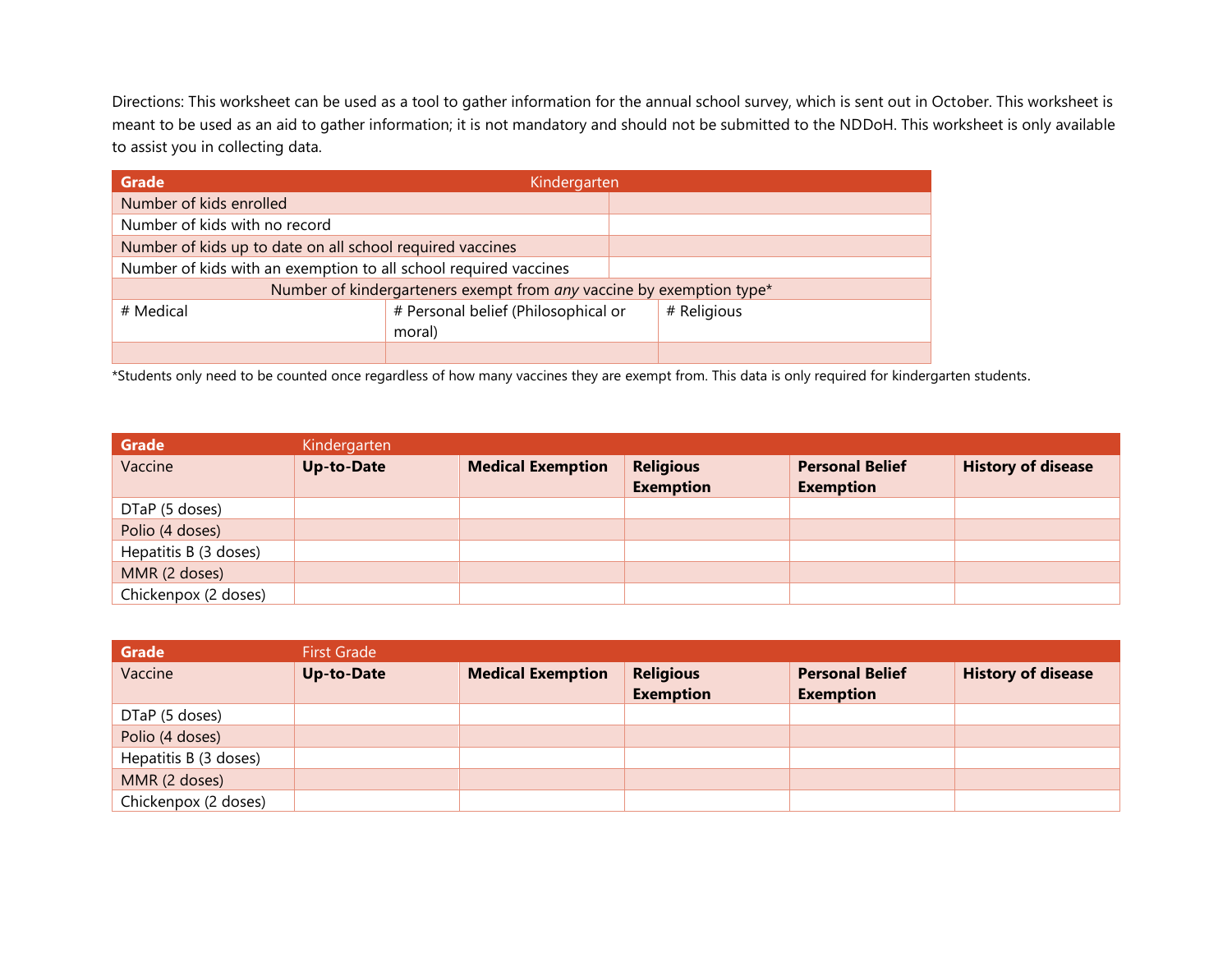Directions: This worksheet can be used as a tool to gather information for the annual school survey, which is sent out in October. This worksheet is meant to be used as an aid to gather information; it is not mandatory and should not be submitted to the NDDoH. This worksheet is only available to assist you in collecting data.

| **Grade** | Kindergarten | |
|---|---|---|
| Number of kids enrolled | | |
| Number of kids with no record | | |
| Number of kids up to date on all school required vaccines | | |
| Number of kids with an exemption to all school required vaccines | | |
| Number of kindergarteners exempt from *any* vaccine by exemption type* | | |
| # Medical | # Personal belief (Philosophical or moral) | # Religious |
| | | |

*Students only need to be counted once regardless of how many vaccines they are exempt from. This data is only required for kindergarten students.

| **Grade** | Kindergarten | | | | |
|---|---|---|---|---|---|
| Vaccine | **Up-to-Date** | **Medical Exemption** | **Religious Exemption** | **Personal Belief Exemption** | **History of disease** |
| DTaP (5 doses) | | | | | |
| Polio (4 doses) | | | | | |
| Hepatitis B (3 doses) | | | | | |
| MMR (2 doses) | | | | | |
| Chickenpox (2 doses) | | | | | |

| **Grade** | First Grade | | | | |
|---|---|---|---|---|---|
| Vaccine | **Up-to-Date** | **Medical Exemption** | **Religious Exemption** | **Personal Belief Exemption** | **History of disease** |
| DTaP (5 doses) | | | | | |
| Polio (4 doses) | | | | | |
| Hepatitis B (3 doses) | | | | | |
| MMR (2 doses) | | | | | |
| Chickenpox (2 doses) | | | | | |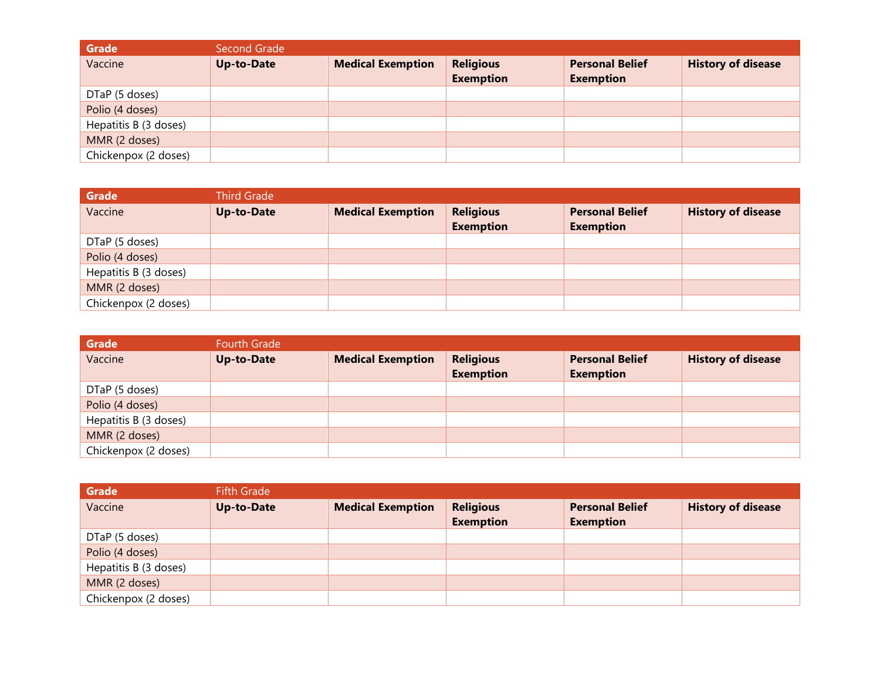| **Grade** | Second Grade | | | | |
|---|---|---|---|---|---|
| Vaccine | **Up-to-Date** | **Medical Exemption** | **Religious Exemption** | **Personal Belief Exemption** | **History of disease** |
| DTaP (5 doses) | | | | | |
| Polio (4 doses) | | | | | |
| Hepatitis B (3 doses) | | | | | |
| MMR (2 doses) | | | | | |
| Chickenpox (2 doses) | | | | | |

| **Grade** | Third Grade | | | | |
|---|---|---|---|---|---|
| Vaccine | **Up-to-Date** | **Medical Exemption** | **Religious Exemption** | **Personal Belief Exemption** | **History of disease** |
| DTaP (5 doses) | | | | | |
| Polio (4 doses) | | | | | |
| Hepatitis B (3 doses) | | | | | |
| MMR (2 doses) | | | | | |
| Chickenpox (2 doses) | | | | | |

| **Grade** | Fourth Grade | | | | |
|---|---|---|---|---|---|
| Vaccine | **Up-to-Date** | **Medical Exemption** | **Religious Exemption** | **Personal Belief Exemption** | **History of disease** |
| DTaP (5 doses) | | | | | |
| Polio (4 doses) | | | | | |
| Hepatitis B (3 doses) | | | | | |
| MMR (2 doses) | | | | | |
| Chickenpox (2 doses) | | | | | |

| **Grade** | Fifth Grade | | | | |
|---|---|---|---|---|---|
| Vaccine | **Up-to-Date** | **Medical Exemption** | **Religious Exemption** | **Personal Belief Exemption** | **History of disease** |
| DTaP (5 doses) | | | | | |
| Polio (4 doses) | | | | | |
| Hepatitis B (3 doses) | | | | | |
| MMR (2 doses) | | | | | |
| Chickenpox (2 doses) | | | | | |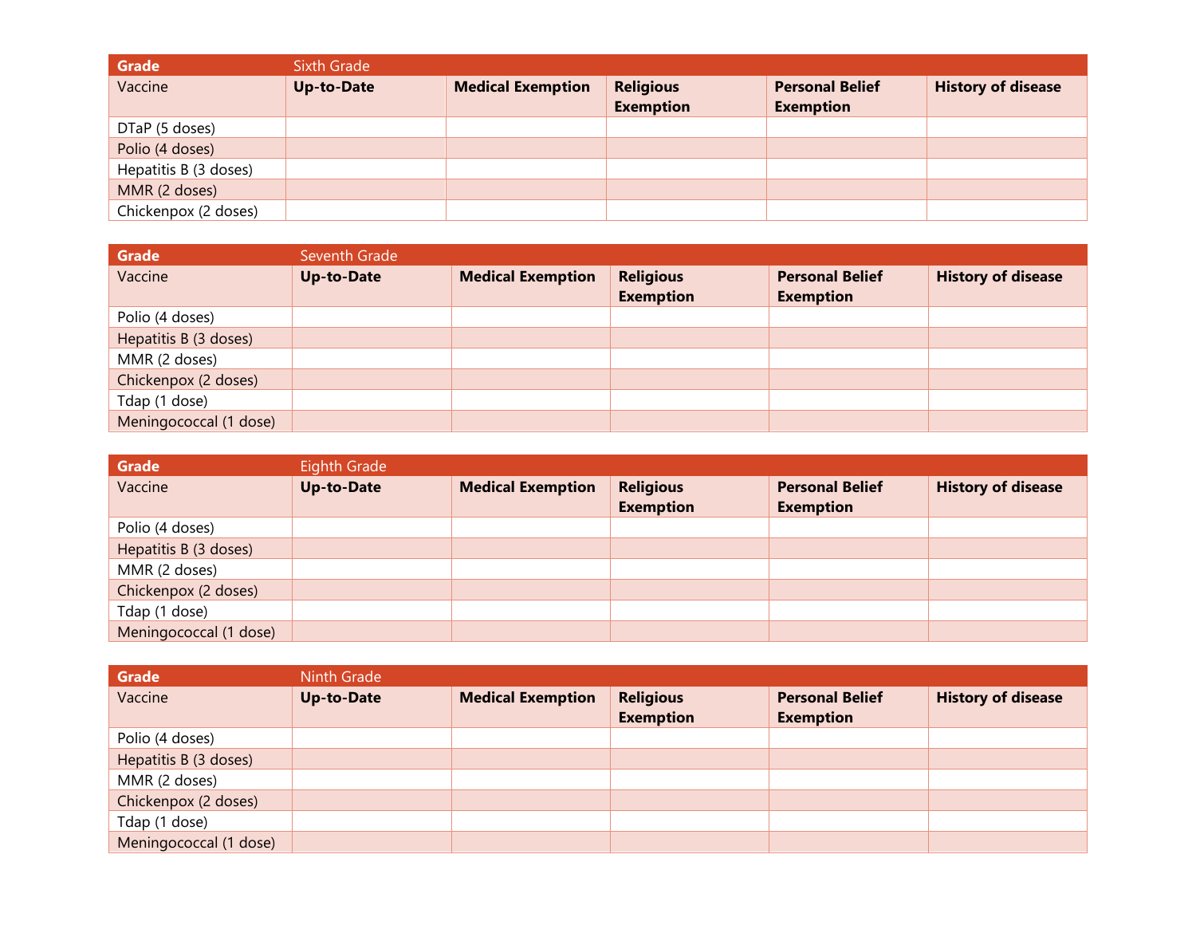| **Grade** | Sixth Grade | | | | |
|---|---|---|---|---|---|
| Vaccine | **Up-to-Date** | **Medical Exemption** | **Religious Exemption** | **Personal Belief Exemption** | **History of disease** |
| DTaP (5 doses) | | | | | |
| Polio (4 doses) | | | | | |
| Hepatitis B (3 doses) | | | | | |
| MMR (2 doses) | | | | | |
| Chickenpox (2 doses) | | | | | |

| **Grade** | Seventh Grade | | | | |
|---|---|---|---|---|---|
| Vaccine | **Up-to-Date** | **Medical Exemption** | **Religious Exemption** | **Personal Belief Exemption** | **History of disease** |
| Polio (4 doses) | | | | | |
| Hepatitis B (3 doses) | | | | | |
| MMR (2 doses) | | | | | |
| Chickenpox (2 doses) | | | | | |
| Tdap (1 dose) | | | | | |
| Meningococcal (1 dose) | | | | | |

| **Grade** | Eighth Grade | | | | |
|---|---|---|---|---|---|
| Vaccine | **Up-to-Date** | **Medical Exemption** | **Religious Exemption** | **Personal Belief Exemption** | **History of disease** |
| Polio (4 doses) | | | | | |
| Hepatitis B (3 doses) | | | | | |
| MMR (2 doses) | | | | | |
| Chickenpox (2 doses) | | | | | |
| Tdap (1 dose) | | | | | |
| Meningococcal (1 dose) | | | | | |

| **Grade** | Ninth Grade | | | | |
|---|---|---|---|---|---|
| Vaccine | **Up-to-Date** | **Medical Exemption** | **Religious Exemption** | **Personal Belief Exemption** | **History of disease** |
| Polio (4 doses) | | | | | |
| Hepatitis B (3 doses) | | | | | |
| MMR (2 doses) | | | | | |
| Chickenpox (2 doses) | | | | | |
| Tdap (1 dose) | | | | | |
| Meningococcal (1 dose) | | | | | |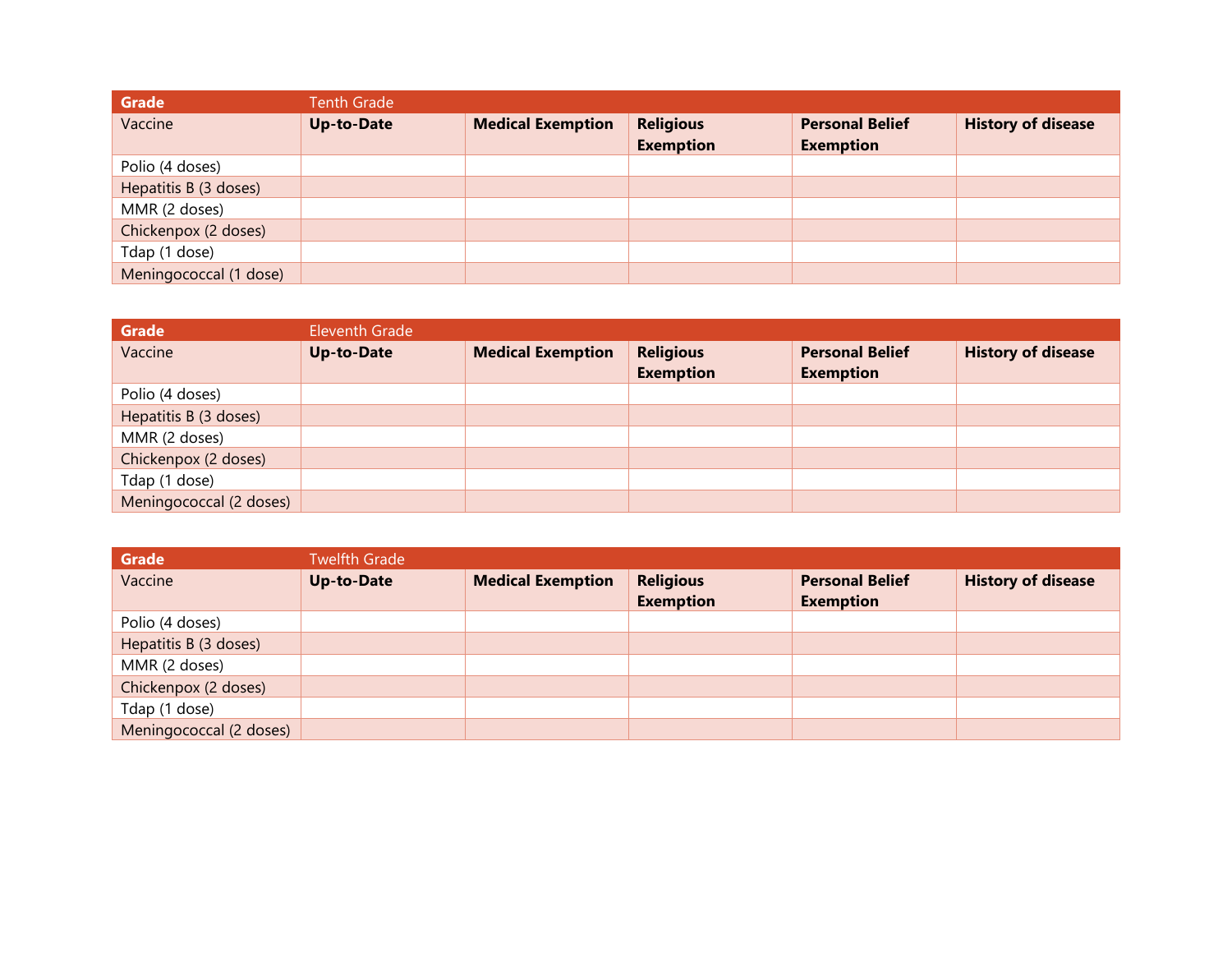| Grade | Tenth Grade | | | | |
|---|---|---|---|---|---|
| Vaccine | **Up-to-Date** | **Medical Exemption** | **Religious Exemption** | **Personal Belief Exemption** | **History of disease** |
| Polio (4 doses) | | | | | |
| Hepatitis B (3 doses) | | | | | |
| MMR (2 doses) | | | | | |
| Chickenpox (2 doses) | | | | | |
| Tdap (1 dose) | | | | | |
| Meningococcal (1 dose) | | | | | |

| Grade | Eleventh Grade | | | | |
|---|---|---|---|---|---|
| Vaccine | **Up-to-Date** | **Medical Exemption** | **Religious Exemption** | **Personal Belief Exemption** | **History of disease** |
| Polio (4 doses) | | | | | |
| Hepatitis B (3 doses) | | | | | |
| MMR (2 doses) | | | | | |
| Chickenpox (2 doses) | | | | | |
| Tdap (1 dose) | | | | | |
| Meningococcal (2 doses) | | | | | |

| Grade | Twelfth Grade | | | | |
|---|---|---|---|---|---|
| Vaccine | **Up-to-Date** | **Medical Exemption** | **Religious Exemption** | **Personal Belief Exemption** | **History of disease** |
| Polio (4 doses) | | | | | |
| Hepatitis B (3 doses) | | | | | |
| MMR (2 doses) | | | | | |
| Chickenpox (2 doses) | | | | | |
| Tdap (1 dose) | | | | | |
| Meningococcal (2 doses) | | | | | |